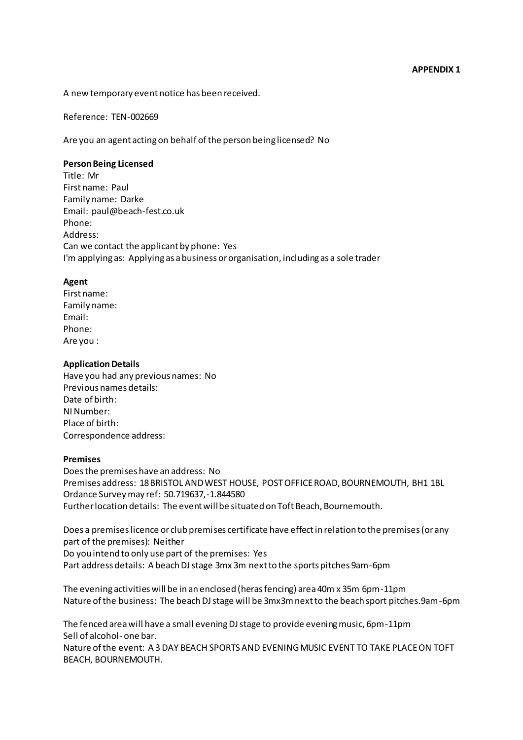**APPENDIX 1**

A new temporary event notice has been received.

Reference: TEN-002669

Are you an agent acting on behalf of the person being licensed? No

**Person Being Licensed**
Title: Mr
First name: Paul
Family name: Darke
Email: paul@beach-fest.co.uk
Phone:
Address:
Can we contact the applicant by phone: Yes
I'm applying as: Applying as a business or organisation, including as a sole trader

**Agent**
First name:
Family name:
Email:
Phone:
Are you :

**Application Details**
Have you had any previous names: No
Previous names details:
Date of birth:
NI Number:
Place of birth:
Correspondence address:

**Premises**
Does the premises have an address: No
Premises address: 18 BRISTOL AND WEST HOUSE, POST OFFICE ROAD, BOURNEMOUTH, BH1 1BL
Ordance Survey may ref: 50.719637,-1.844580
Further location details: The event will be situated on Toft Beach, Bournemouth.

Does a premises licence or club premises certificate have effect in relation to the premises (or any part of the premises): Neither
Do you intend to only use part of the premises: Yes
Part address details: A beach DJ stage 3m x 3m next to the sports pitches 9am-6pm

The evening activities will be in an enclosed (heras fencing) area 40m x 35m 6pm-11pm
Nature of the business: The beach DJ stage will be 3mx3m next to the beach sport pitches.9am-6pm

The fenced area will have a small evening DJ stage to provide evening music, 6pm-11pm
Sell of alcohol- one bar.
Nature of the event: A 3 DAY BEACH SPORTS AND EVENING MUSIC EVENT TO TAKE PLACE ON TOFT BEACH, BOURNEMOUTH.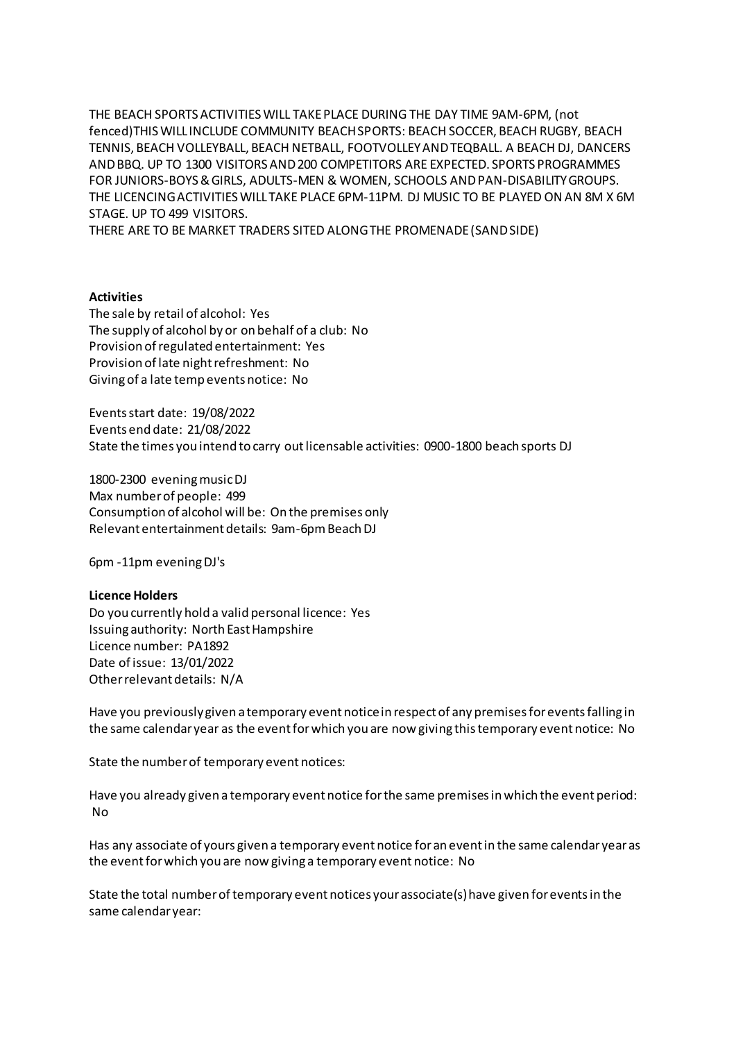THE BEACH SPORTS ACTIVITIES WILL TAKE PLACE DURING THE DAY TIME 9AM-6PM, (not fenced)THIS WILL INCLUDE COMMUNITY BEACH SPORTS: BEACH SOCCER, BEACH RUGBY, BEACH TENNIS, BEACH VOLLEYBALL, BEACH NETBALL, FOOTVOLLEY AND TEQBALL. A BEACH DJ, DANCERS AND BBQ. UP TO 1300 VISITORS AND 200 COMPETITORS ARE EXPECTED. SPORTS PROGRAMMES FOR JUNIORS-BOYS & GIRLS, ADULTS-MEN & WOMEN, SCHOOLS AND PAN-DISABILITY GROUPS. THE LICENCING ACTIVITIES WILL TAKE PLACE 6PM-11PM. DJ MUSIC TO BE PLAYED ON AN 8M X 6M STAGE. UP TO 499 VISITORS.
THERE ARE TO BE MARKET TRADERS SITED ALONG THE PROMENADE (SAND SIDE)

**Activities**
The sale by retail of alcohol: Yes
The supply of alcohol by or on behalf of a club: No
Provision of regulated entertainment: Yes
Provision of late night refreshment: No
Giving of a late temp events notice: No

Events start date: 19/08/2022
Events end date: 21/08/2022
State the times you intend to carry out licensable activities: 0900-1800 beach sports DJ

1800-2300 evening music DJ
Max number of people: 499
Consumption of alcohol will be: On the premises only
Relevant entertainment details: 9am-6pm Beach DJ

6pm -11pm evening DJ's

**Licence Holders**
Do you currently hold a valid personal licence: Yes
Issuing authority: North East Hampshire
Licence number: PA1892
Date of issue: 13/01/2022
Other relevant details: N/A

Have you previously given a temporary event notice in respect of any premises for events falling in the same calendar year as the event for which you are now giving this temporary event notice: No

State the number of temporary event notices:

Have you already given a temporary event notice for the same premises in which the event period: No

Has any associate of yours given a temporary event notice for an event in the same calendar year as the event for which you are now giving a temporary event notice: No

State the total number of temporary event notices your associate(s) have given for events in the same calendar year: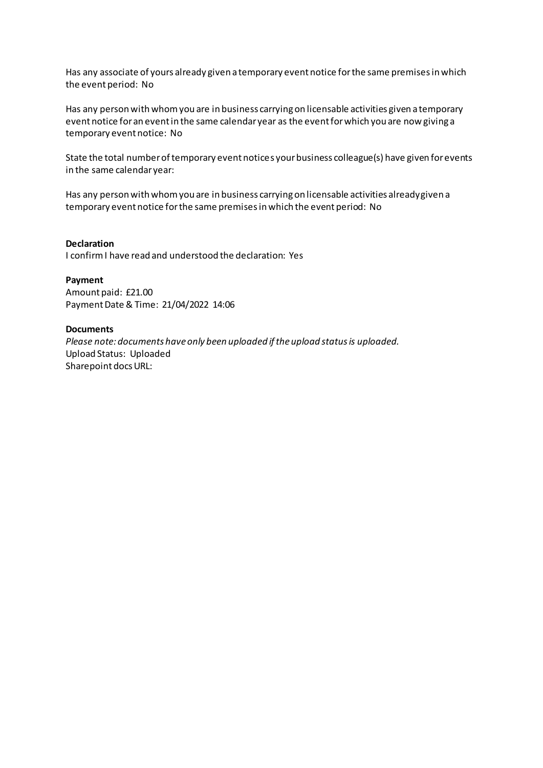Has any associate of yours already given a temporary event notice for the same premises in which the event period: No

Has any person with whom you are in business carrying on licensable activities given a temporary event notice for an event in the same calendar year as the event for which you are now giving a temporary event notice: No

State the total number of temporary event notices your business colleague(s) have given for events in the same calendar year:

Has any person with whom you are in business carrying on licensable activities already given a temporary event notice for the same premises in which the event period: No

**Declaration**
I confirm I have read and understood the declaration: Yes

**Payment**
Amount paid: £21.00
Payment Date & Time: 21/04/2022 14:06

**Documents**
*Please note: documents have only been uploaded if the upload status is uploaded.*
Upload Status: Uploaded
Sharepoint docs URL: